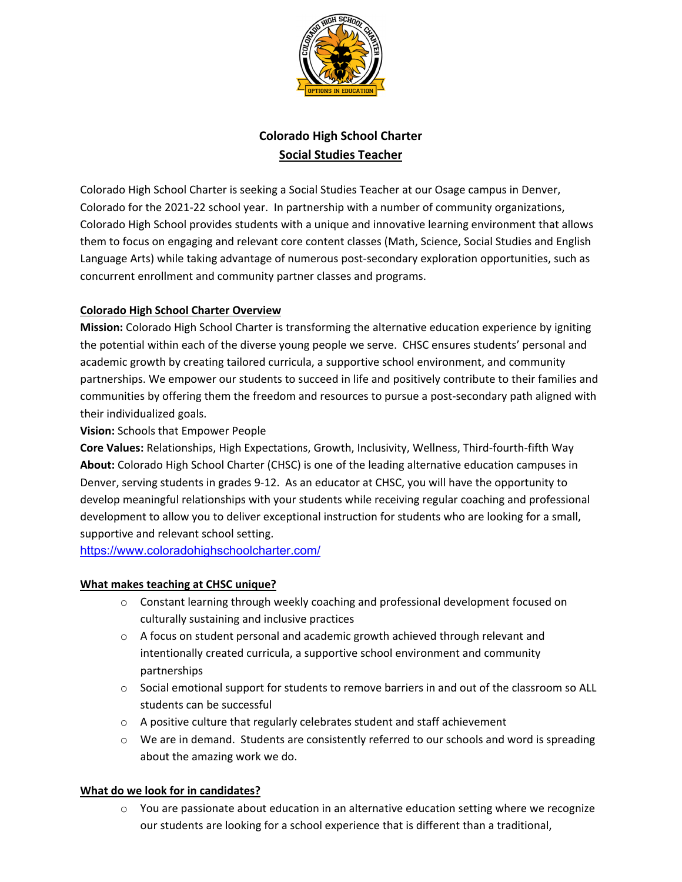# Colorado High School Charter
## Social Studies Teacher

Colorado High School Charter is seeking a Social Studies Teacher at our Osage campus in Denver, Colorado for the 2021-22 school year. In partnership with a number of community organizations, Colorado High School provides students with a unique and innovative learning environment that allows them to focus on engaging and relevant core content classes (Math, Science, Social Studies and English Language Arts) while taking advantage of numerous post-secondary exploration opportunities, such as concurrent enrollment and community partner classes and programs.

### Colorado High School Charter Overview

**Mission:** Colorado High School Charter is transforming the alternative education experience by igniting the potential within each of the diverse young people we serve. CHSC ensures students' personal and academic growth by creating tailored curricula, a supportive school environment, and community partnerships. We empower our students to succeed in life and positively contribute to their families and communities by offering them the freedom and resources to pursue a post-secondary path aligned with their individualized goals.

**Vision:** Schools that Empower People

**Core Values:** Relationships, High Expectations, Growth, Inclusivity, Wellness, Third-fourth-fifth Way

**About:** Colorado High School Charter (CHSC) is one of the leading alternative education campuses in Denver, serving students in grades 9-12. As an educator at CHSC, you will have the opportunity to develop meaningful relationships with your students while receiving regular coaching and professional development to allow you to deliver exceptional instruction for students who are looking for a small, supportive and relevant school setting.

https://www.coloradohighschoolcharter.com/

### What makes teaching at CHSC unique?

- Constant learning through weekly coaching and professional development focused on culturally sustaining and inclusive practices
- A focus on student personal and academic growth achieved through relevant and intentionally created curricula, a supportive school environment and community partnerships
- Social emotional support for students to remove barriers in and out of the classroom so ALL students can be successful
- A positive culture that regularly celebrates student and staff achievement
- We are in demand. Students are consistently referred to our schools and word is spreading about the amazing work we do.

### What do we look for in candidates?

- You are passionate about education in an alternative education setting where we recognize our students are looking for a school experience that is different than a traditional,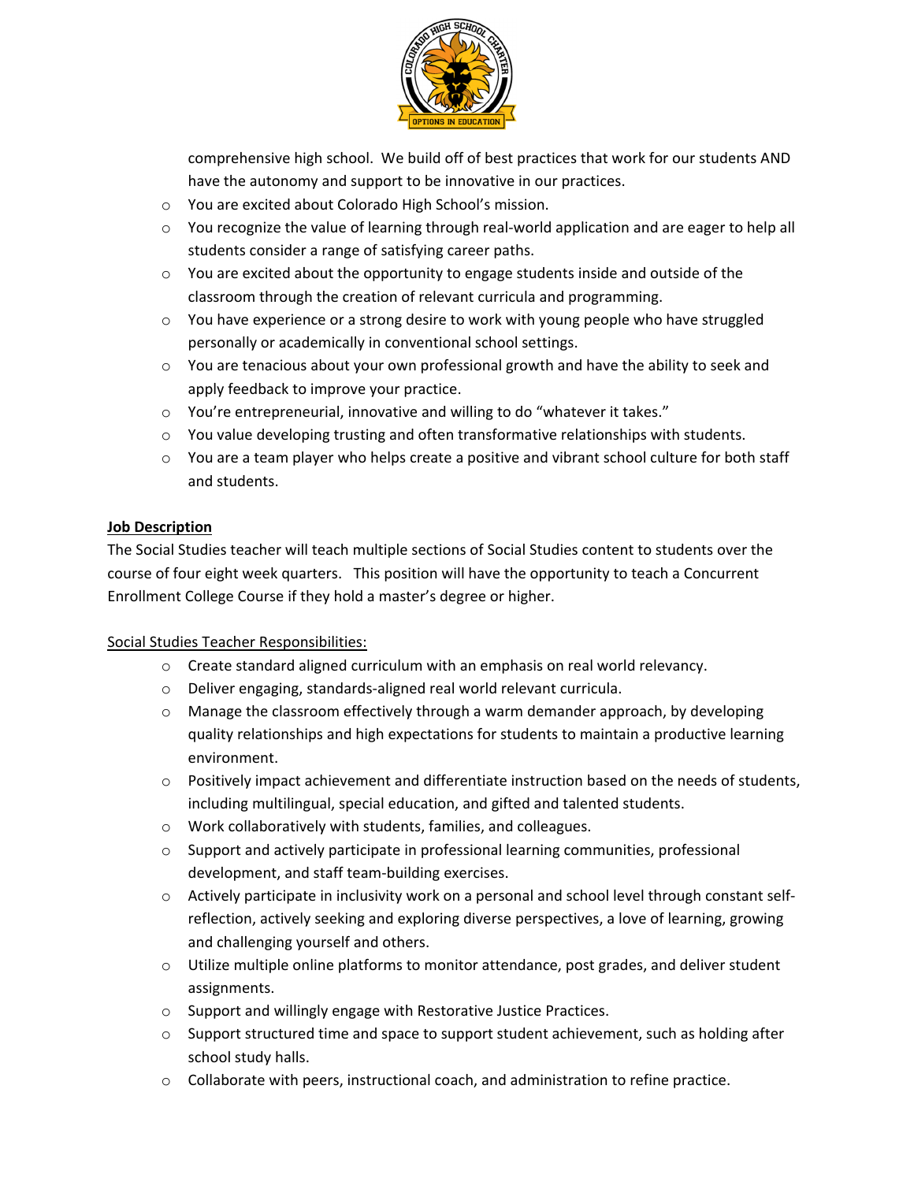comprehensive high school. We build off of best practices that work for our students AND have the autonomy and support to be innovative in our practices.

- You are excited about Colorado High School's mission.
- You recognize the value of learning through real-world application and are eager to help all students consider a range of satisfying career paths.
- You are excited about the opportunity to engage students inside and outside of the classroom through the creation of relevant curricula and programming.
- You have experience or a strong desire to work with young people who have struggled personally or academically in conventional school settings.
- You are tenacious about your own professional growth and have the ability to seek and apply feedback to improve your practice.
- You're entrepreneurial, innovative and willing to do "whatever it takes."
- You value developing trusting and often transformative relationships with students.
- You are a team player who helps create a positive and vibrant school culture for both staff and students.

**Job Description**

The Social Studies teacher will teach multiple sections of Social Studies content to students over the course of four eight week quarters. This position will have the opportunity to teach a Concurrent Enrollment College Course if they hold a master's degree or higher.

Social Studies Teacher Responsibilities:

- Create standard aligned curriculum with an emphasis on real world relevancy.
- Deliver engaging, standards-aligned real world relevant curricula.
- Manage the classroom effectively through a warm demander approach, by developing quality relationships and high expectations for students to maintain a productive learning environment.
- Positively impact achievement and differentiate instruction based on the needs of students, including multilingual, special education, and gifted and talented students.
- Work collaboratively with students, families, and colleagues.
- Support and actively participate in professional learning communities, professional development, and staff team-building exercises.
- Actively participate in inclusivity work on a personal and school level through constant self-reflection, actively seeking and exploring diverse perspectives, a love of learning, growing and challenging yourself and others.
- Utilize multiple online platforms to monitor attendance, post grades, and deliver student assignments.
- Support and willingly engage with Restorative Justice Practices.
- Support structured time and space to support student achievement, such as holding after school study halls.
- Collaborate with peers, instructional coach, and administration to refine practice.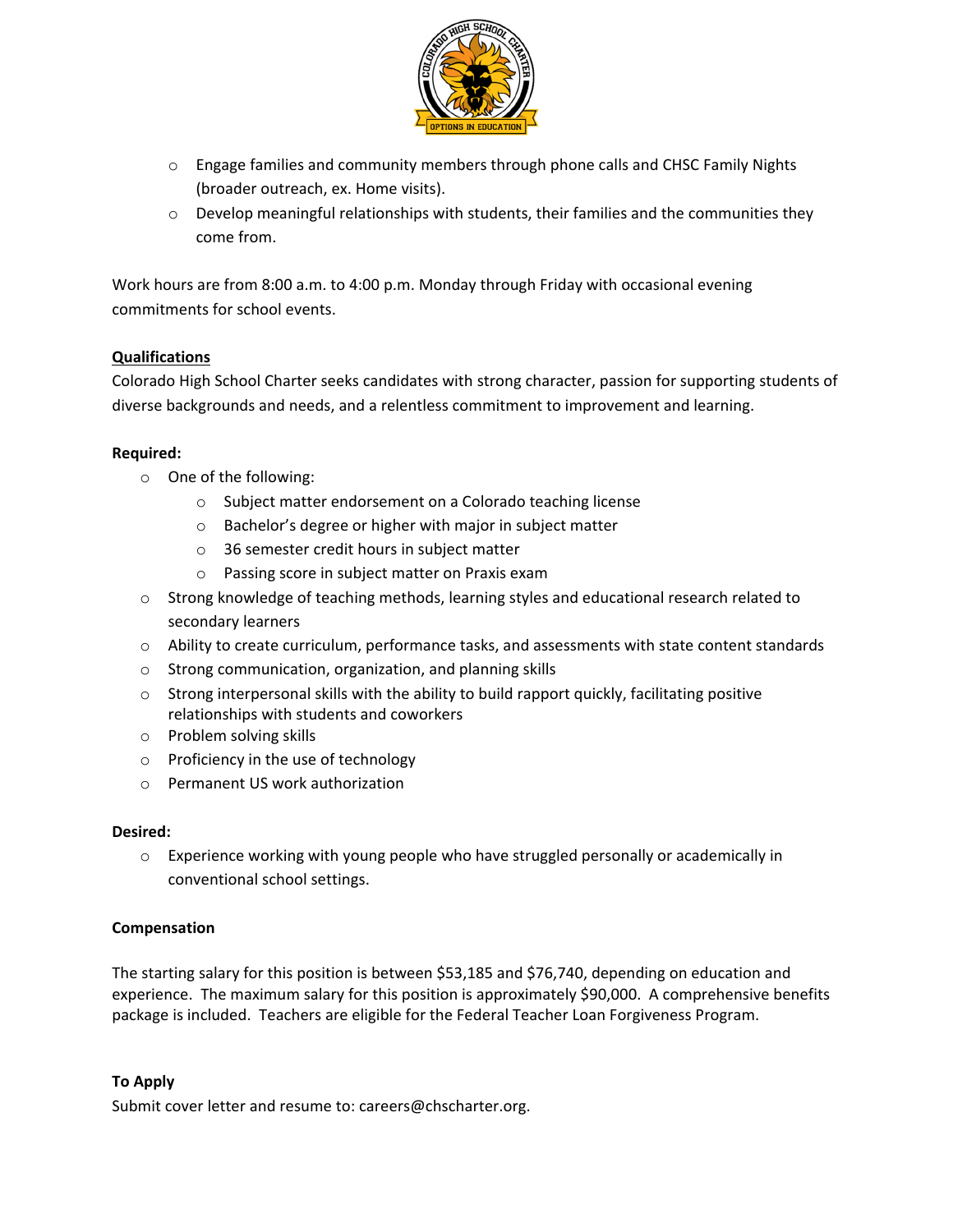- Engage families and community members through phone calls and CHSC Family Nights (broader outreach, ex. Home visits).
- Develop meaningful relationships with students, their families and the communities they come from.

Work hours are from 8:00 a.m. to 4:00 p.m. Monday through Friday with occasional evening commitments for school events.

## Qualifications

Colorado High School Charter seeks candidates with strong character, passion for supporting students of diverse backgrounds and needs, and a relentless commitment to improvement and learning.

**Required:**

- One of the following:
  - Subject matter endorsement on a Colorado teaching license
  - Bachelor's degree or higher with major in subject matter
  - 36 semester credit hours in subject matter
  - Passing score in subject matter on Praxis exam
- Strong knowledge of teaching methods, learning styles and educational research related to secondary learners
- Ability to create curriculum, performance tasks, and assessments with state content standards
- Strong communication, organization, and planning skills
- Strong interpersonal skills with the ability to build rapport quickly, facilitating positive relationships with students and coworkers
- Problem solving skills
- Proficiency in the use of technology
- Permanent US work authorization

**Desired:**

- Experience working with young people who have struggled personally or academically in conventional school settings.

**Compensation**

The starting salary for this position is between $53,185 and $76,740, depending on education and experience. The maximum salary for this position is approximately $90,000. A comprehensive benefits package is included. Teachers are eligible for the Federal Teacher Loan Forgiveness Program.

**To Apply**

Submit cover letter and resume to: careers@chscharter.org.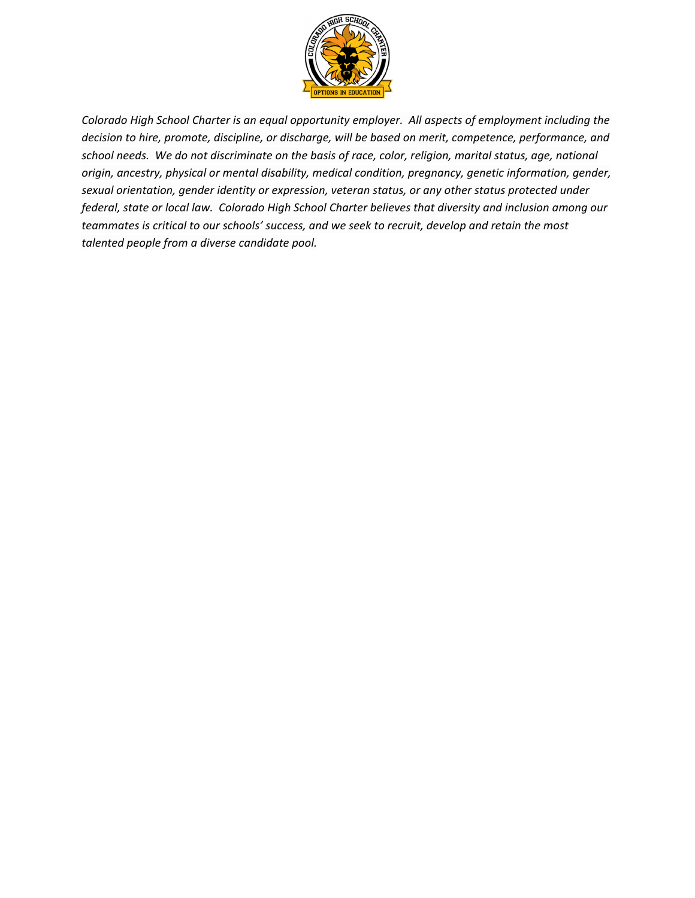*Colorado High School Charter is an equal opportunity employer. All aspects of employment including the decision to hire, promote, discipline, or discharge, will be based on merit, competence, performance, and school needs. We do not discriminate on the basis of race, color, religion, marital status, age, national origin, ancestry, physical or mental disability, medical condition, pregnancy, genetic information, gender, sexual orientation, gender identity or expression, veteran status, or any other status protected under federal, state or local law. Colorado High School Charter believes that diversity and inclusion among our teammates is critical to our schools' success, and we seek to recruit, develop and retain the most talented people from a diverse candidate pool.*